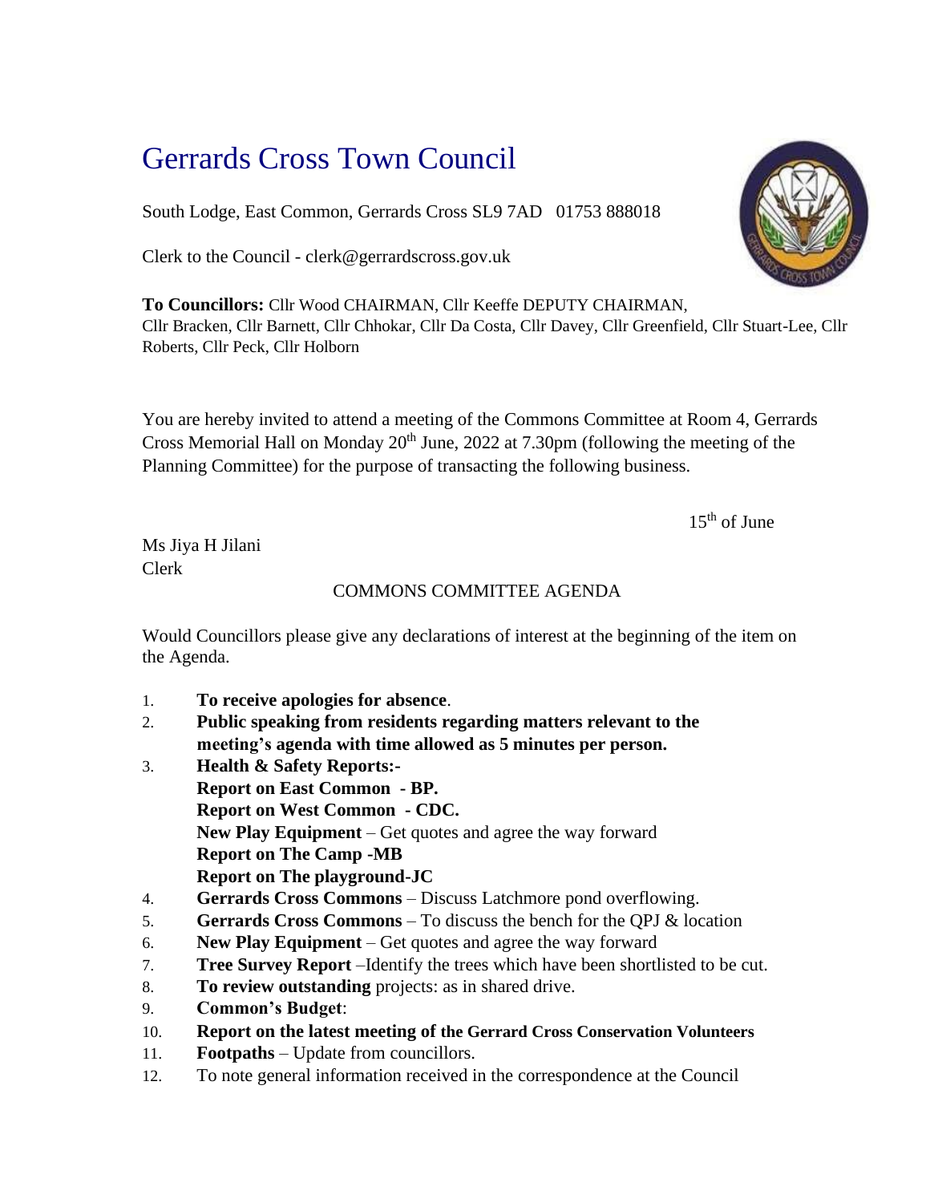# Gerrards Cross Town Council

South Lodge, East Common, Gerrards Cross SL9 7AD 01753 888018

Clerk to the Council - clerk@gerrardscross.gov.uk

**To Councillors:** Cllr Wood CHAIRMAN, Cllr Keeffe DEPUTY CHAIRMAN, Cllr Bracken, Cllr Barnett, Cllr Chhokar, Cllr Da Costa, Cllr Davey, Cllr Greenfield, Cllr Stuart-Lee, Cllr Roberts, Cllr Peck, Cllr Holborn

You are hereby invited to attend a meeting of the Commons Committee at Room 4, Gerrards Cross Memorial Hall on Monday 20th June, 2022 at 7.30pm (following the meeting of the Planning Committee) for the purpose of transacting the following business.

15th of June

Ms Jiya H Jilani
Clerk

COMMONS COMMITTEE AGENDA

Would Councillors please give any declarations of interest at the beginning of the item on the Agenda.

1. **To receive apologies for absence**.
2. **Public speaking from residents regarding matters relevant to the meeting's agenda with time allowed as 5 minutes per person.**
3. **Health & Safety Reports:-**
   **Report on East Common - BP.**
   **Report on West Common - CDC.**
   **New Play Equipment** – Get quotes and agree the way forward
   **Report on The Camp -MB**
   **Report on The playground-JC**
4. **Gerrards Cross Commons** – Discuss Latchmore pond overflowing.
5. **Gerrards Cross Commons** – To discuss the bench for the QPJ & location
6. **New Play Equipment** – Get quotes and agree the way forward
7. **Tree Survey Report** –Identify the trees which have been shortlisted to be cut.
8. **To review outstanding** projects: as in shared drive.
9. **Common's Budget**:
10. **Report on the latest meeting of the Gerrard Cross Conservation Volunteers**
11. **Footpaths** – Update from councillors.
12. To note general information received in the correspondence at the Council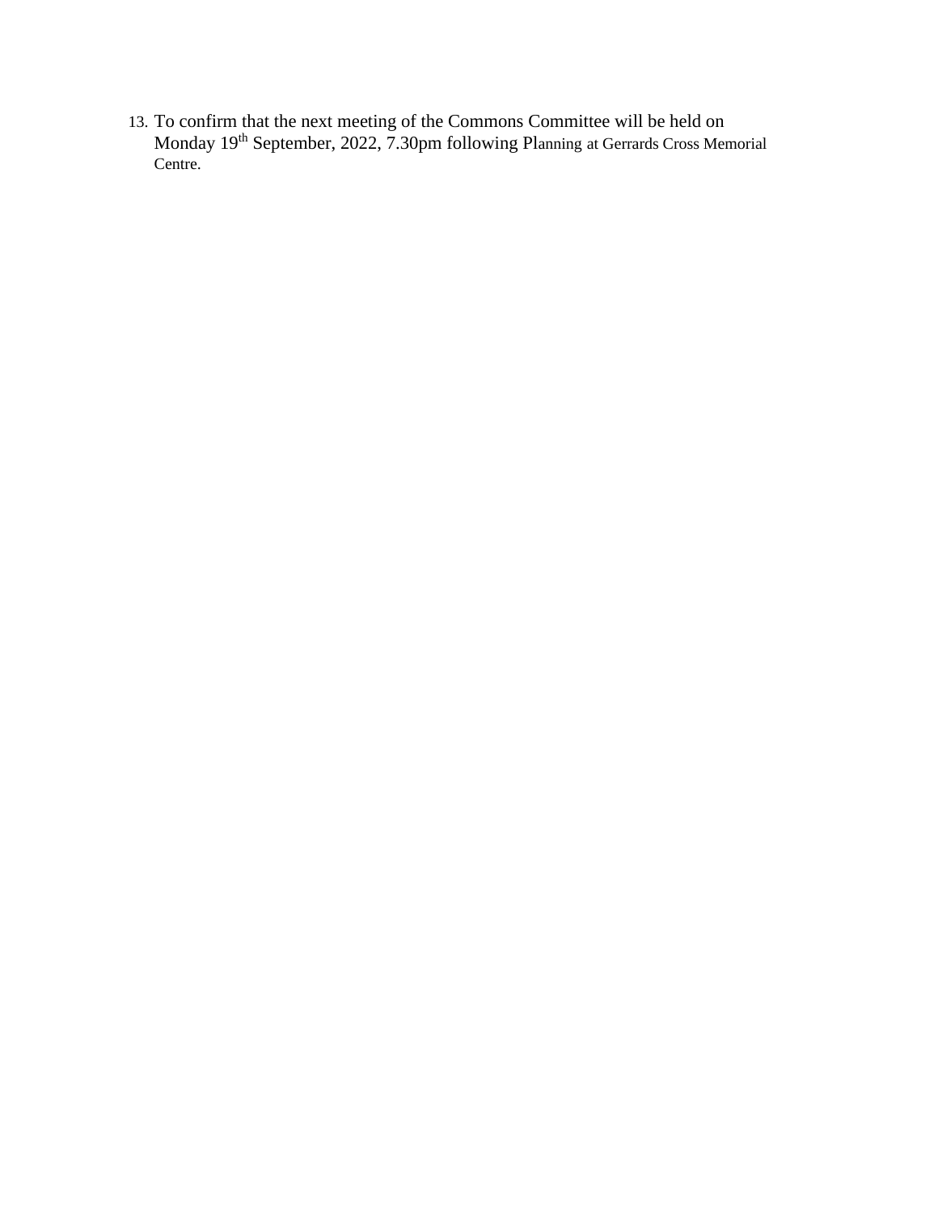13. To confirm that the next meeting of the Commons Committee will be held on Monday 19th September, 2022, 7.30pm following Planning at Gerrards Cross Memorial Centre.